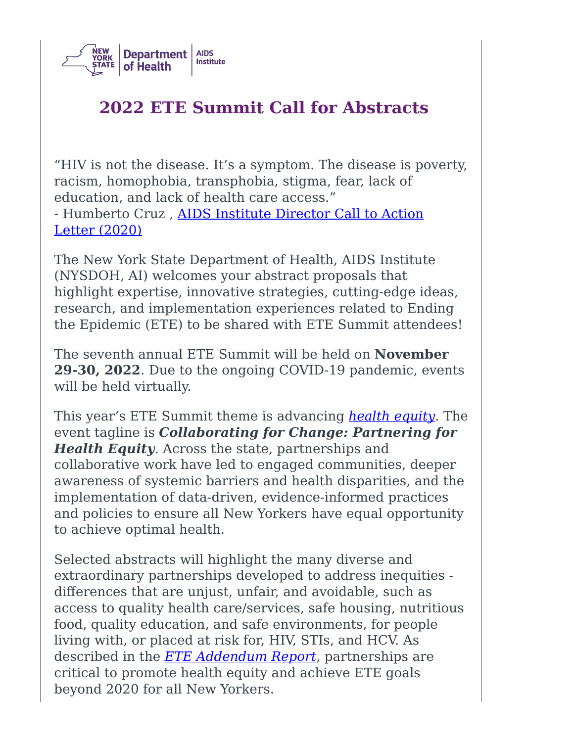NEW YORK STATE | Department of Health | AIDS Institute

# 2022 ETE Summit Call for Abstracts

"HIV is not the disease. It's a symptom. The disease is poverty, racism, homophobia, transphobia, stigma, fear, lack of education, and lack of health care access."
- Humberto Cruz , AIDS Institute Director Call to Action Letter (2020)

The New York State Department of Health, AIDS Institute (NYSDOH, AI) welcomes your abstract proposals that highlight expertise, innovative strategies, cutting-edge ideas, research, and implementation experiences related to Ending the Epidemic (ETE) to be shared with ETE Summit attendees!

The seventh annual ETE Summit will be held on **November 29-30, 2022**. Due to the ongoing COVID-19 pandemic, events will be held virtually.

This year's ETE Summit theme is advancing *health equity*. The event tagline is ***Collaborating for Change: Partnering for Health Equity***. Across the state, partnerships and collaborative work have led to engaged communities, deeper awareness of systemic barriers and health disparities, and the implementation of data-driven, evidence-informed practices and policies to ensure all New Yorkers have equal opportunity to achieve optimal health.

Selected abstracts will highlight the many diverse and extraordinary partnerships developed to address inequities - differences that are unjust, unfair, and avoidable, such as access to quality health care/services, safe housing, nutritious food, quality education, and safe environments, for people living with, or placed at risk for, HIV, STIs, and HCV. As described in the *ETE Addendum Report*, partnerships are critical to promote health equity and achieve ETE goals beyond 2020 for all New Yorkers.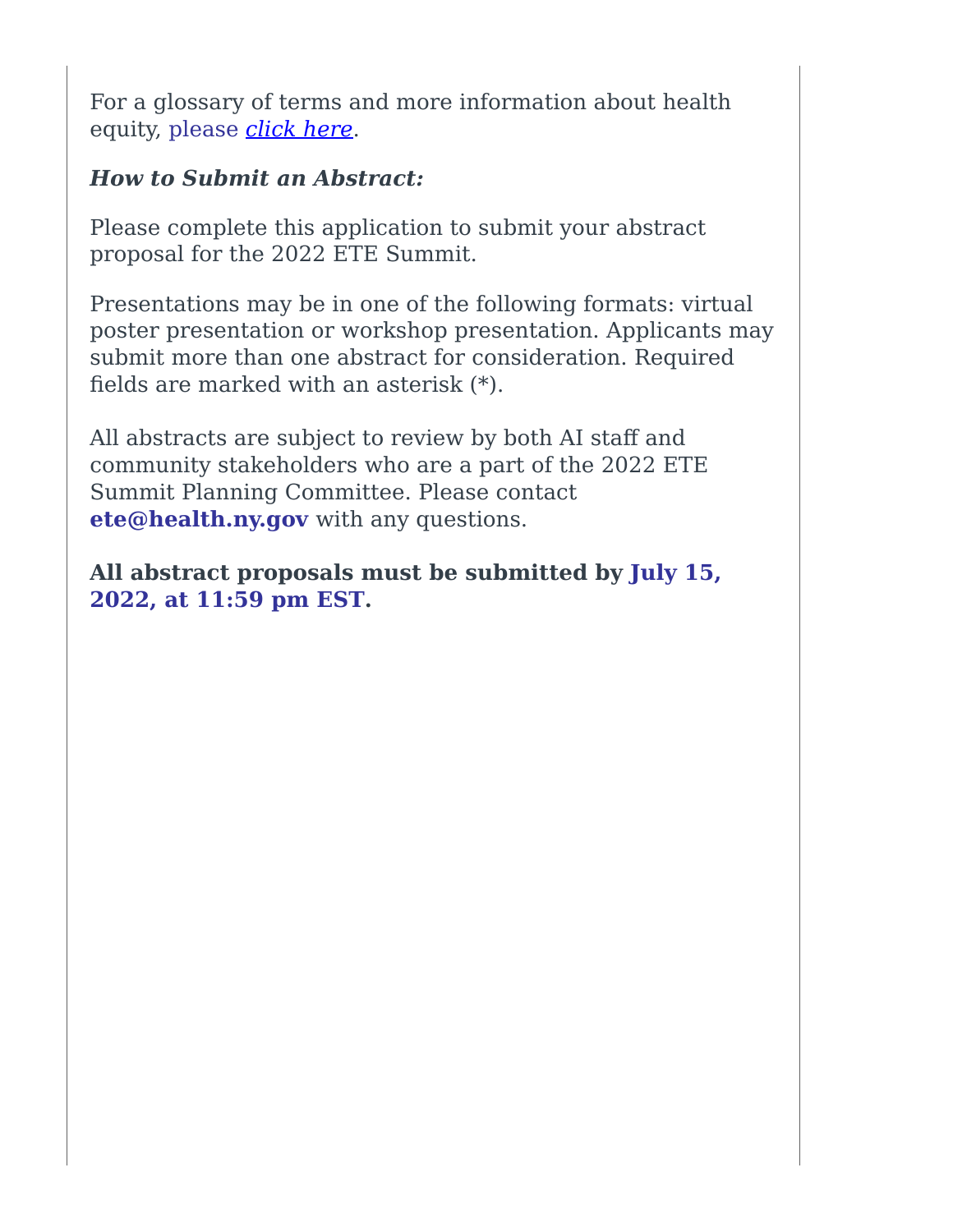For a glossary of terms and more information about health equity, please *click here*.

***How to Submit an Abstract:***

Please complete this application to submit your abstract proposal for the 2022 ETE Summit.

Presentations may be in one of the following formats: virtual poster presentation or workshop presentation. Applicants may submit more than one abstract for consideration. Required fields are marked with an asterisk (*).

All abstracts are subject to review by both AI staff and community stakeholders who are a part of the 2022 ETE Summit Planning Committee. Please contact **ete@health.ny.gov** with any questions.

**All abstract proposals must be submitted by July 15, 2022, at 11:59 pm EST.**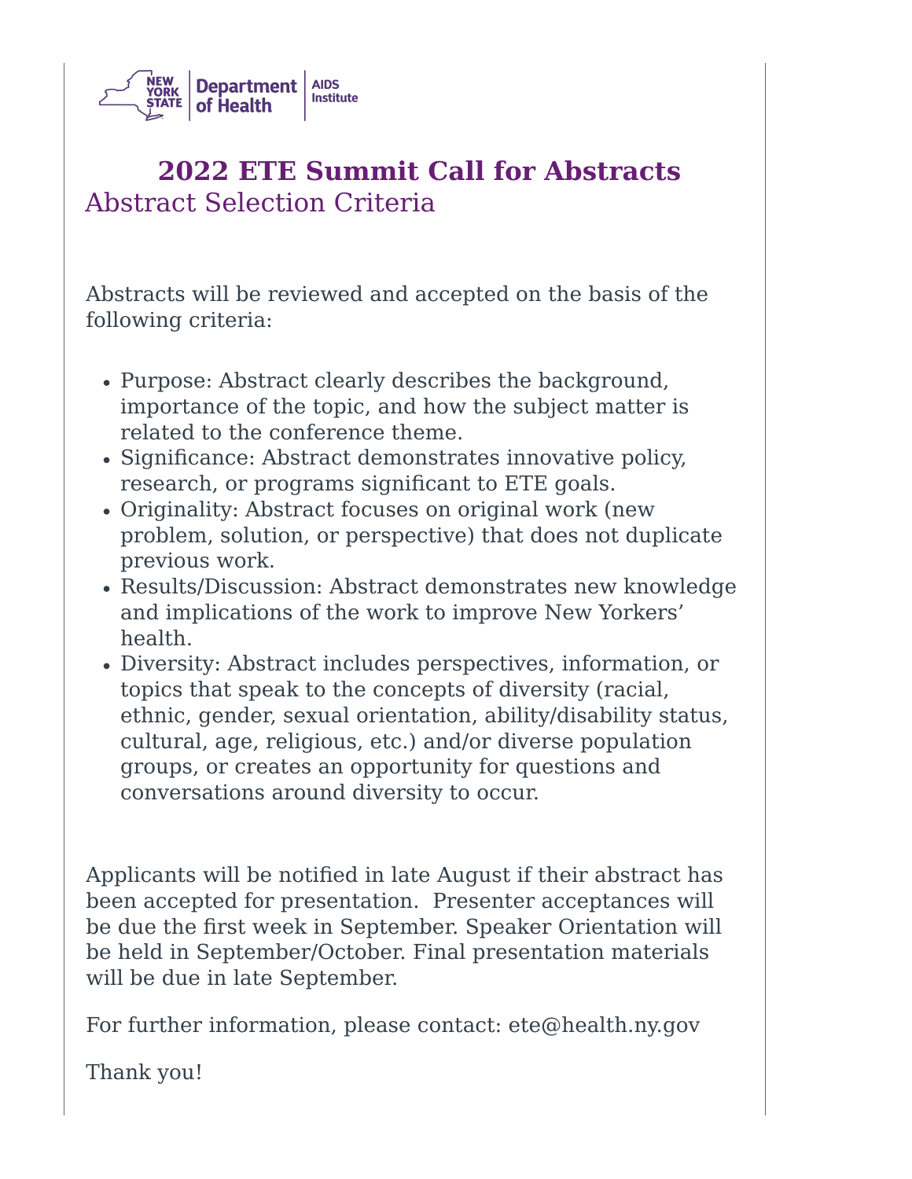# 2022 ETE Summit Call for Abstracts

## Abstract Selection Criteria

Abstracts will be reviewed and accepted on the basis of the following criteria:

- Purpose: Abstract clearly describes the background, importance of the topic, and how the subject matter is related to the conference theme.
- Significance: Abstract demonstrates innovative policy, research, or programs significant to ETE goals.
- Originality: Abstract focuses on original work (new problem, solution, or perspective) that does not duplicate previous work.
- Results/Discussion: Abstract demonstrates new knowledge and implications of the work to improve New Yorkers' health.
- Diversity: Abstract includes perspectives, information, or topics that speak to the concepts of diversity (racial, ethnic, gender, sexual orientation, ability/disability status, cultural, age, religious, etc.) and/or diverse population groups, or creates an opportunity for questions and conversations around diversity to occur.

Applicants will be notified in late August if their abstract has been accepted for presentation. Presenter acceptances will be due the first week in September. Speaker Orientation will be held in September/October. Final presentation materials will be due in late September.

For further information, please contact: ete@health.ny.gov

Thank you!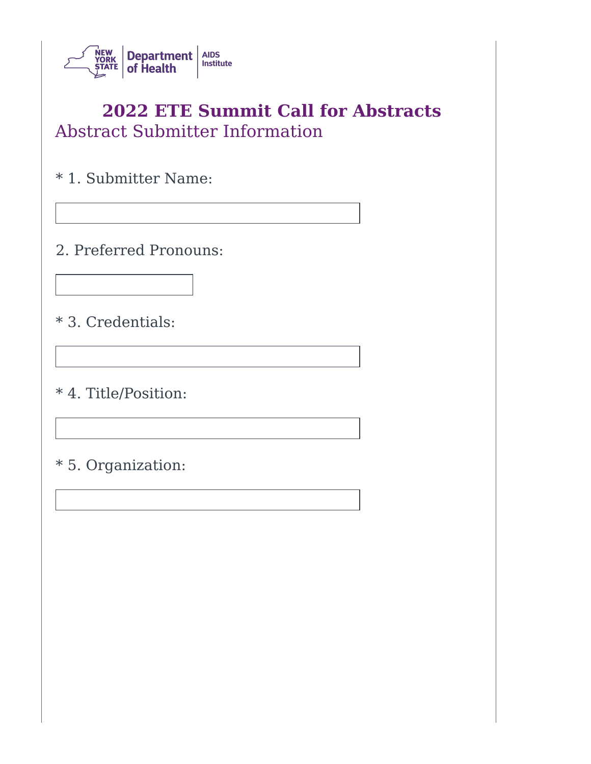New York State Department of Health | AIDS Institute

# 2022 ETE Summit Call for Abstracts

## Abstract Submitter Information

* 1. Submitter Name:

2. Preferred Pronouns:

* 3. Credentials:

* 4. Title/Position:

* 5. Organization: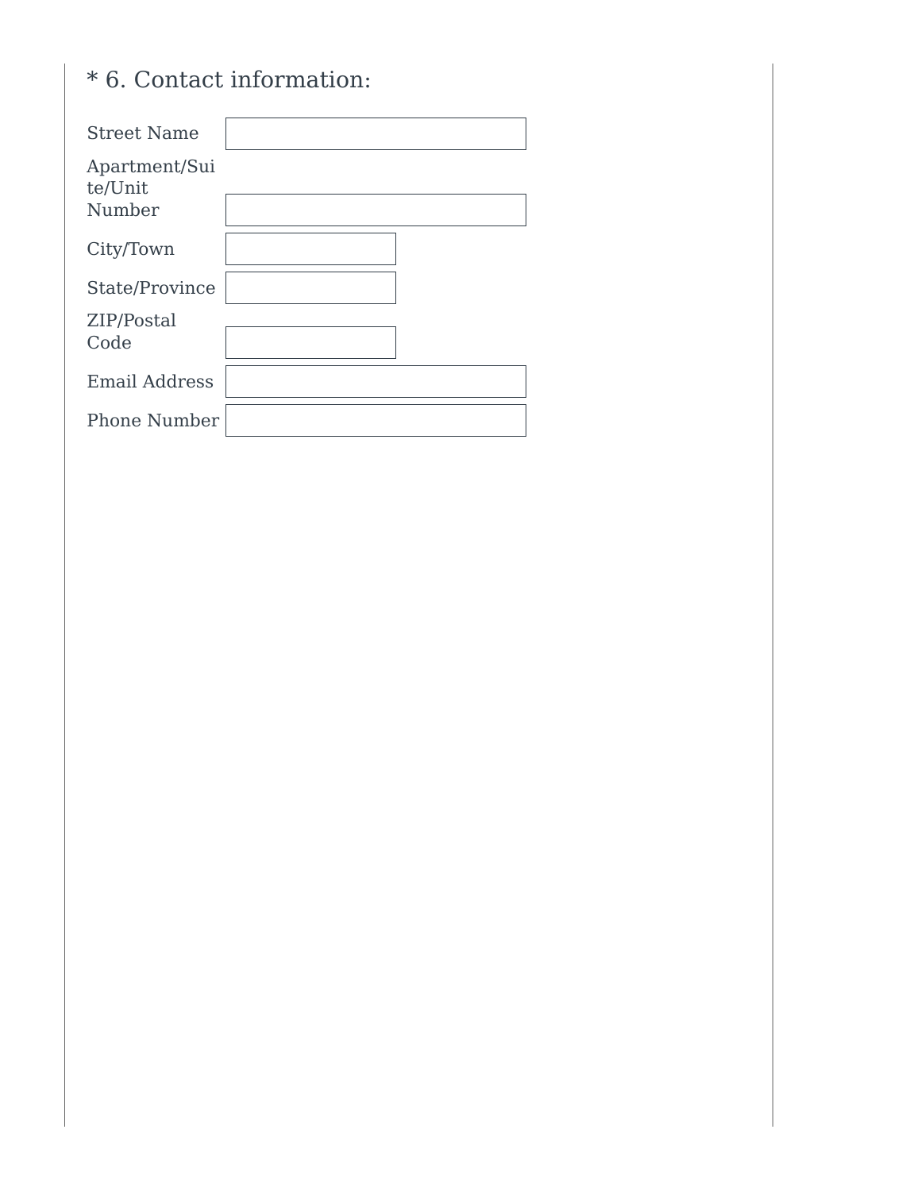\* 6. Contact information:

Street Name

Apartment/Suite/Unit Number

City/Town

State/Province

ZIP/Postal Code

Email Address

Phone Number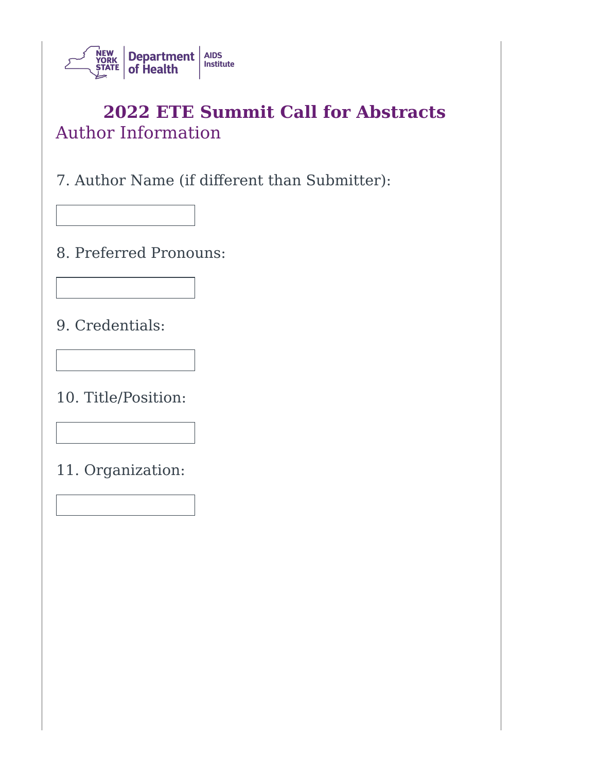# 2022 ETE Summit Call for Abstracts

## Author Information

7. Author Name (if different than Submitter):

8. Preferred Pronouns:

9. Credentials:

10. Title/Position:

11. Organization: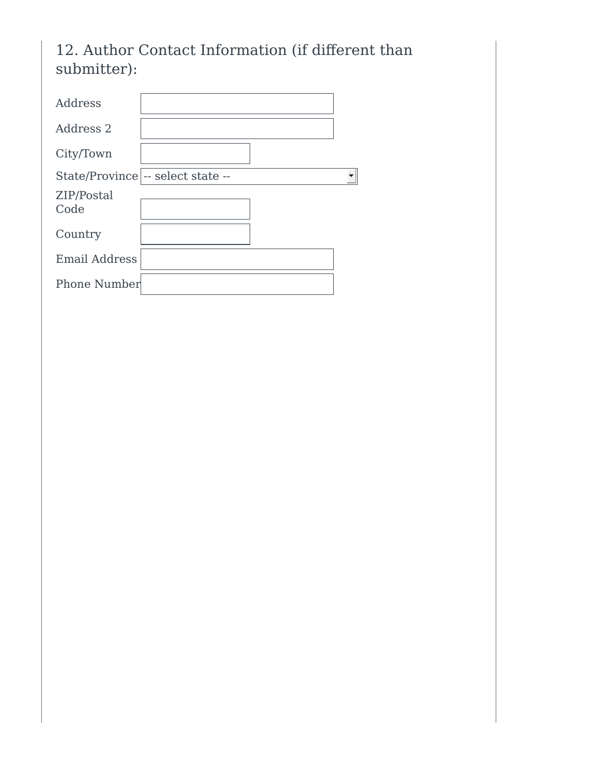## 12. Author Contact Information (if different than submitter):

| | |
|---|---|
| Address | |
| Address 2 | |
| City/Town | |
| State/Province | -- select state -- |
| ZIP/Postal Code | |
| Country | |
| Email Address | |
| Phone Number | |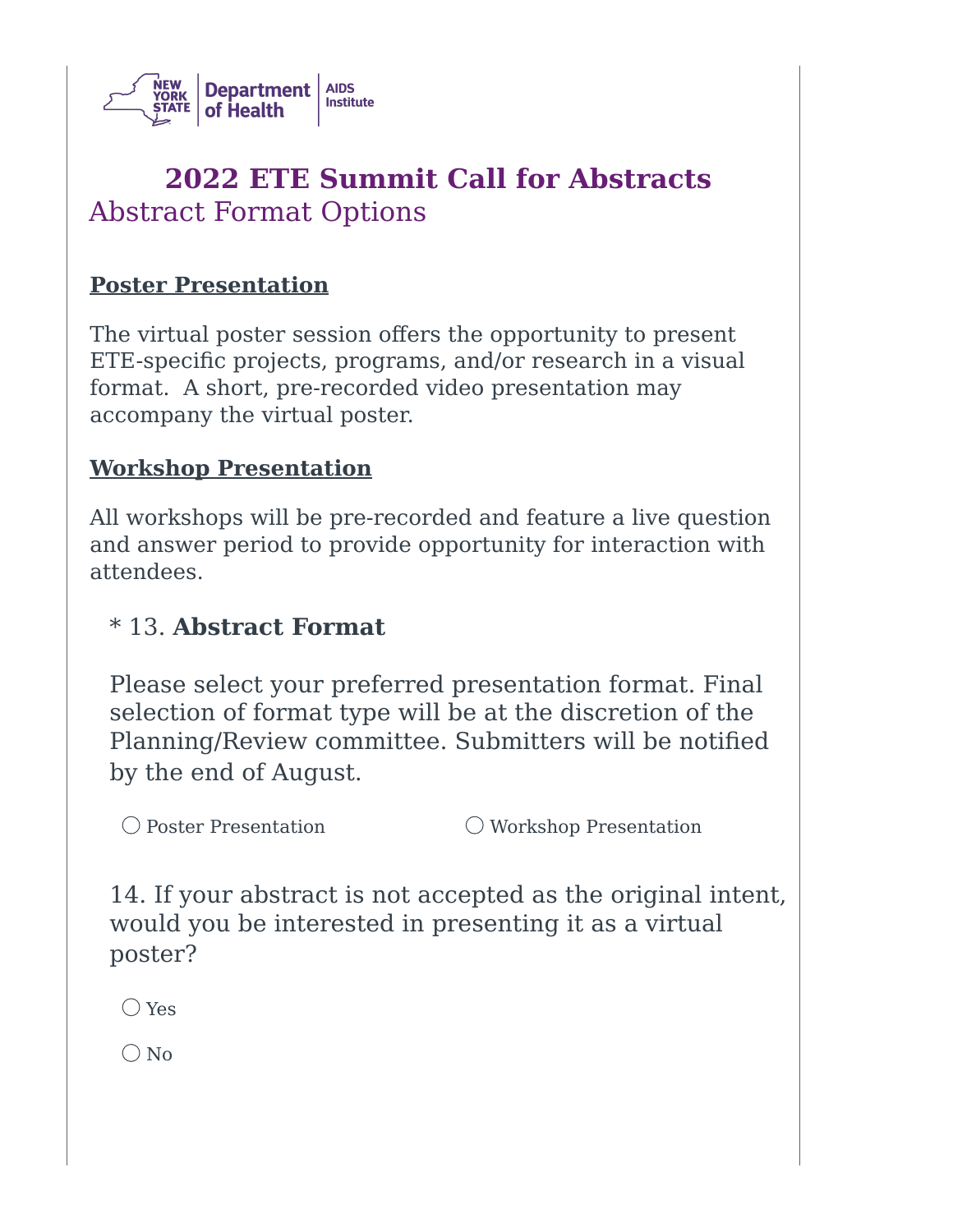# 2022 ETE Summit Call for Abstracts

## Abstract Format Options

**Poster Presentation**

The virtual poster session offers the opportunity to present ETE-specific projects, programs, and/or research in a visual format. A short, pre-recorded video presentation may accompany the virtual poster.

**Workshop Presentation**

All workshops will be pre-recorded and feature a live question and answer period to provide opportunity for interaction with attendees.

\* 13. **Abstract Format**

Please select your preferred presentation format. Final selection of format type will be at the discretion of the Planning/Review committee. Submitters will be notified by the end of August.

- ◯ Poster Presentation
- ◯ Workshop Presentation

14. If your abstract is not accepted as the original intent, would you be interested in presenting it as a virtual poster?

- ◯ Yes
- ◯ No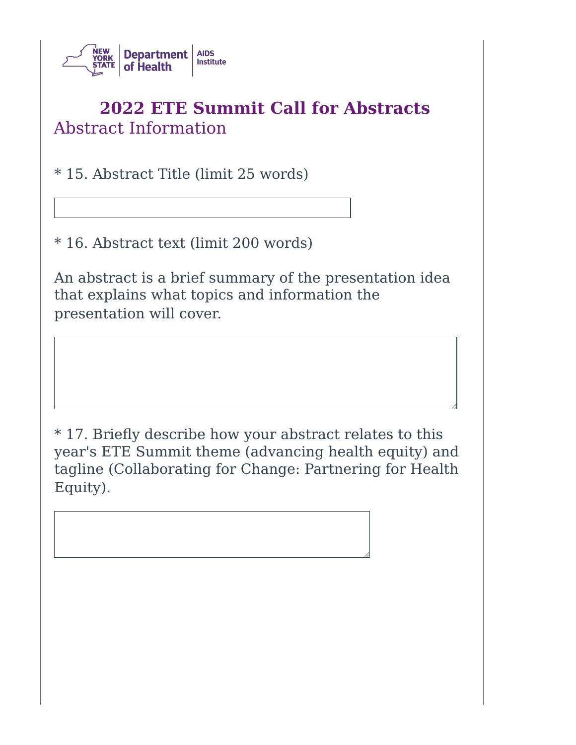# 2022 ETE Summit Call for Abstracts

## Abstract Information

* 15. Abstract Title (limit 25 words)

* 16. Abstract text (limit 200 words)

An abstract is a brief summary of the presentation idea that explains what topics and information the presentation will cover.

* 17. Briefly describe how your abstract relates to this year's ETE Summit theme (advancing health equity) and tagline (Collaborating for Change: Partnering for Health Equity).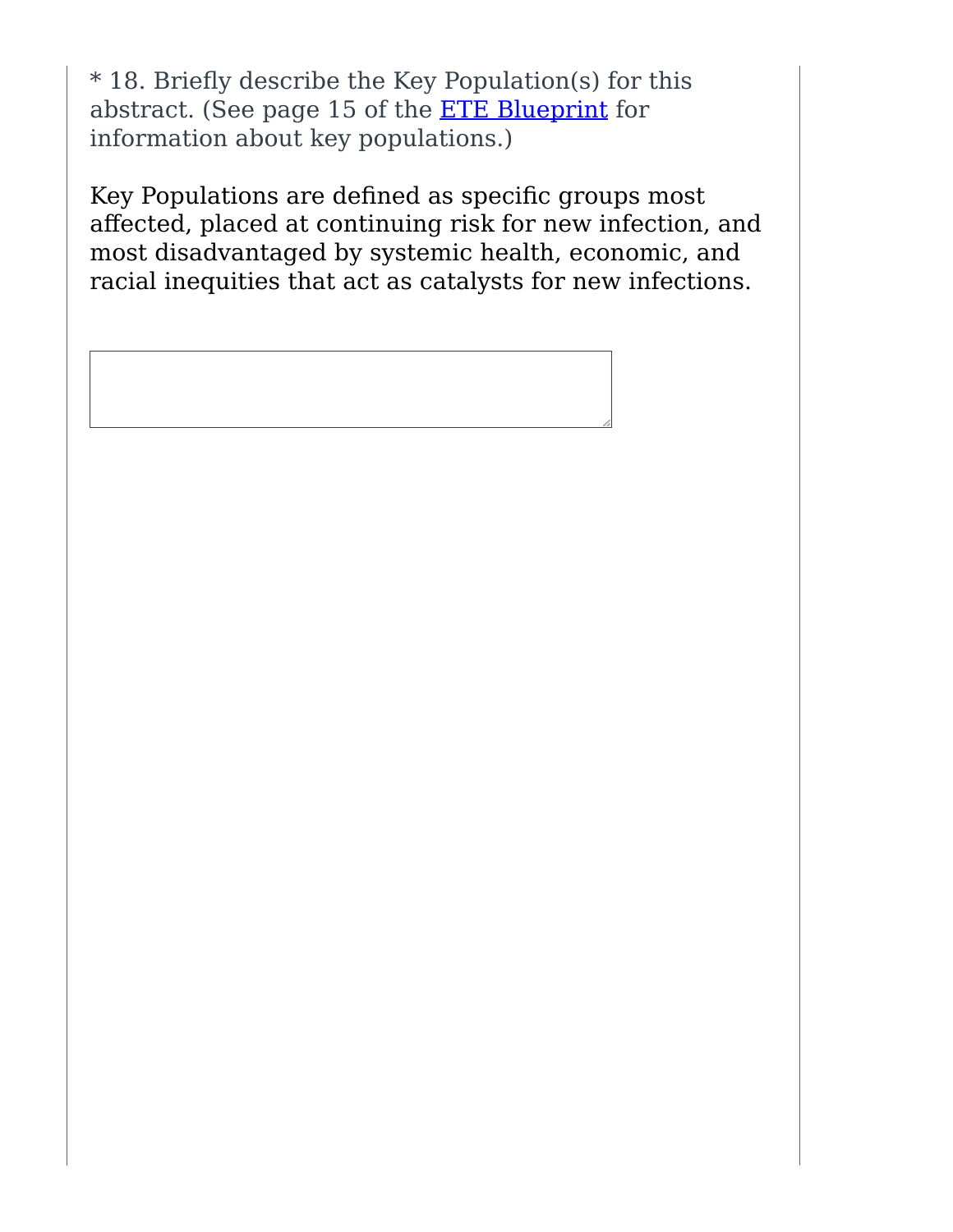* 18. Briefly describe the Key Population(s) for this abstract. (See page 15 of the ETE Blueprint for information about key populations.)

Key Populations are defined as specific groups most affected, placed at continuing risk for new infection, and most disadvantaged by systemic health, economic, and racial inequities that act as catalysts for new infections.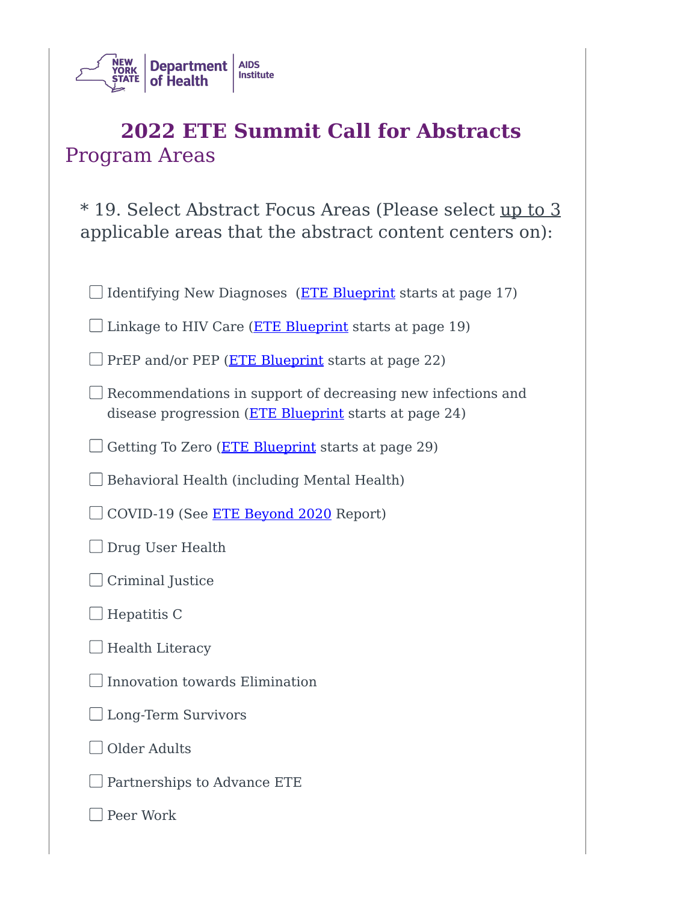# 2022 ETE Summit Call for Abstracts

## Program Areas

\* 19. Select Abstract Focus Areas (Please select up to 3 applicable areas that the abstract content centers on):

- ☐ Identifying New Diagnoses (ETE Blueprint starts at page 17)
- ☐ Linkage to HIV Care (ETE Blueprint starts at page 19)
- ☐ PrEP and/or PEP (ETE Blueprint starts at page 22)
- ☐ Recommendations in support of decreasing new infections and disease progression (ETE Blueprint starts at page 24)
- ☐ Getting To Zero (ETE Blueprint starts at page 29)
- ☐ Behavioral Health (including Mental Health)
- ☐ COVID-19 (See ETE Beyond 2020 Report)
- ☐ Drug User Health
- ☐ Criminal Justice
- ☐ Hepatitis C
- ☐ Health Literacy
- ☐ Innovation towards Elimination
- ☐ Long-Term Survivors
- ☐ Older Adults
- ☐ Partnerships to Advance ETE
- ☐ Peer Work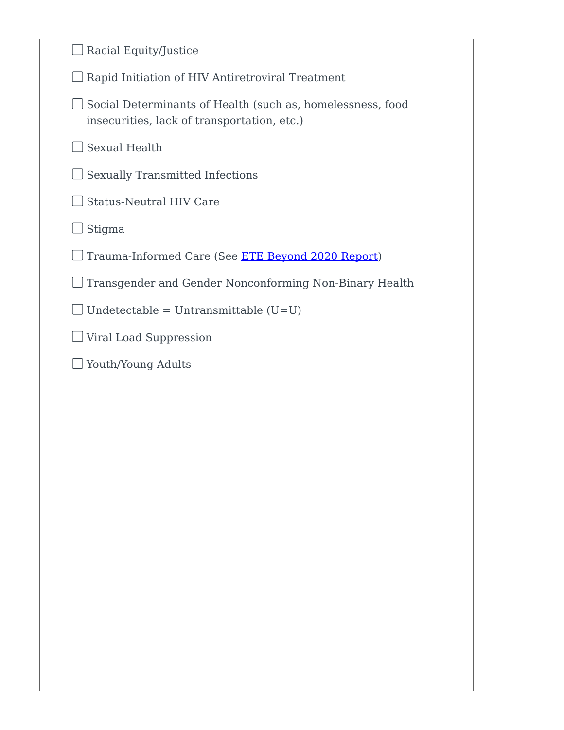- [ ] Racial Equity/Justice
- [ ] Rapid Initiation of HIV Antiretroviral Treatment
- [ ] Social Determinants of Health (such as, homelessness, food insecurities, lack of transportation, etc.)
- [ ] Sexual Health
- [ ] Sexually Transmitted Infections
- [ ] Status-Neutral HIV Care
- [ ] Stigma
- [ ] Trauma-Informed Care (See ETE Beyond 2020 Report)
- [ ] Transgender and Gender Nonconforming Non-Binary Health
- [ ] Undetectable = Untransmittable (U=U)
- [ ] Viral Load Suppression
- [ ] Youth/Young Adults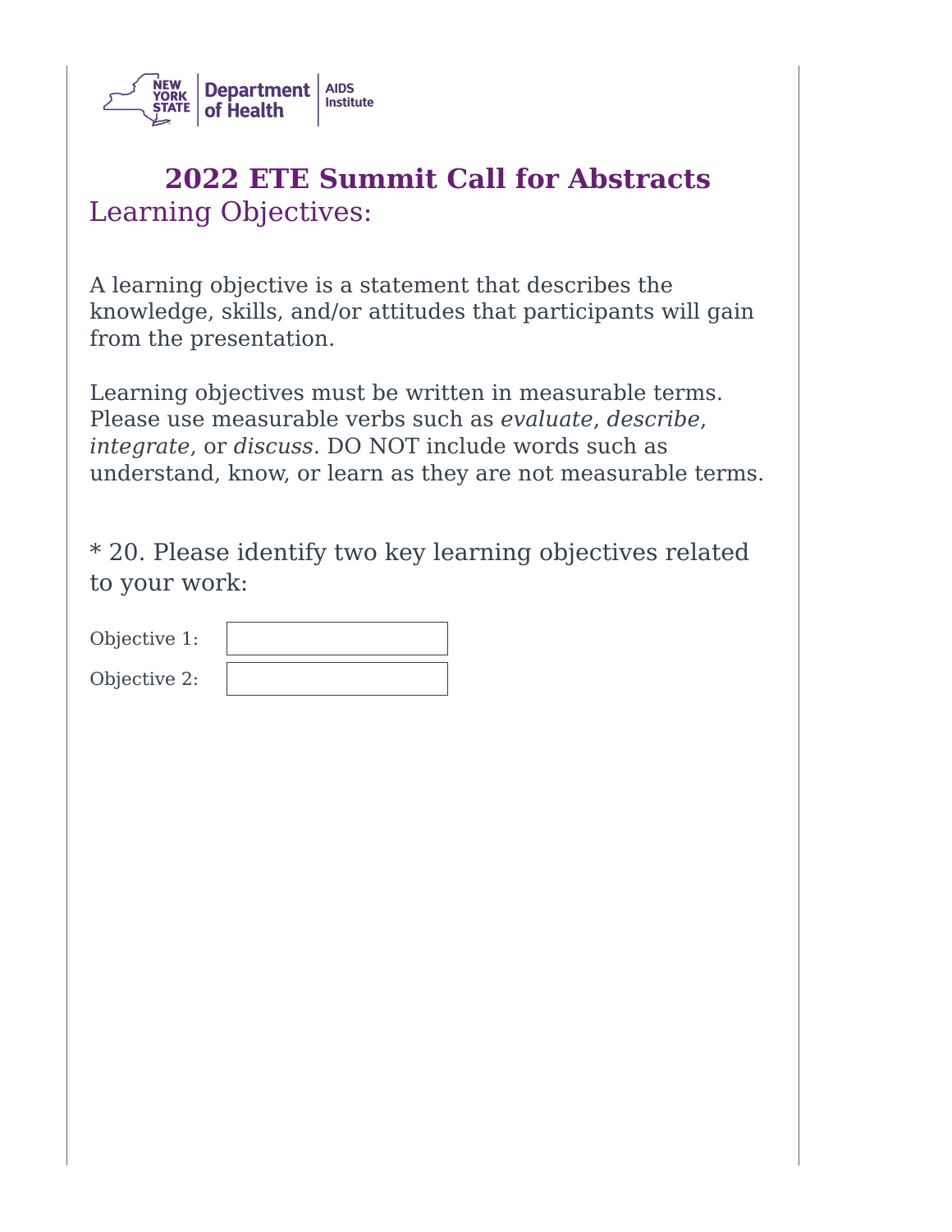New York State Department of Health AIDS Institute

# 2022 ETE Summit Call for Abstracts

## Learning Objectives:

A learning objective is a statement that describes the knowledge, skills, and/or attitudes that participants will gain from the presentation.

Learning objectives must be written in measurable terms. Please use measurable verbs such as *evaluate*, *describe*, *integrate*, or *discuss*. DO NOT include words such as understand, know, or learn as they are not measurable terms.

* 20. Please identify two key learning objectives related to your work:

Objective 1:

Objective 2: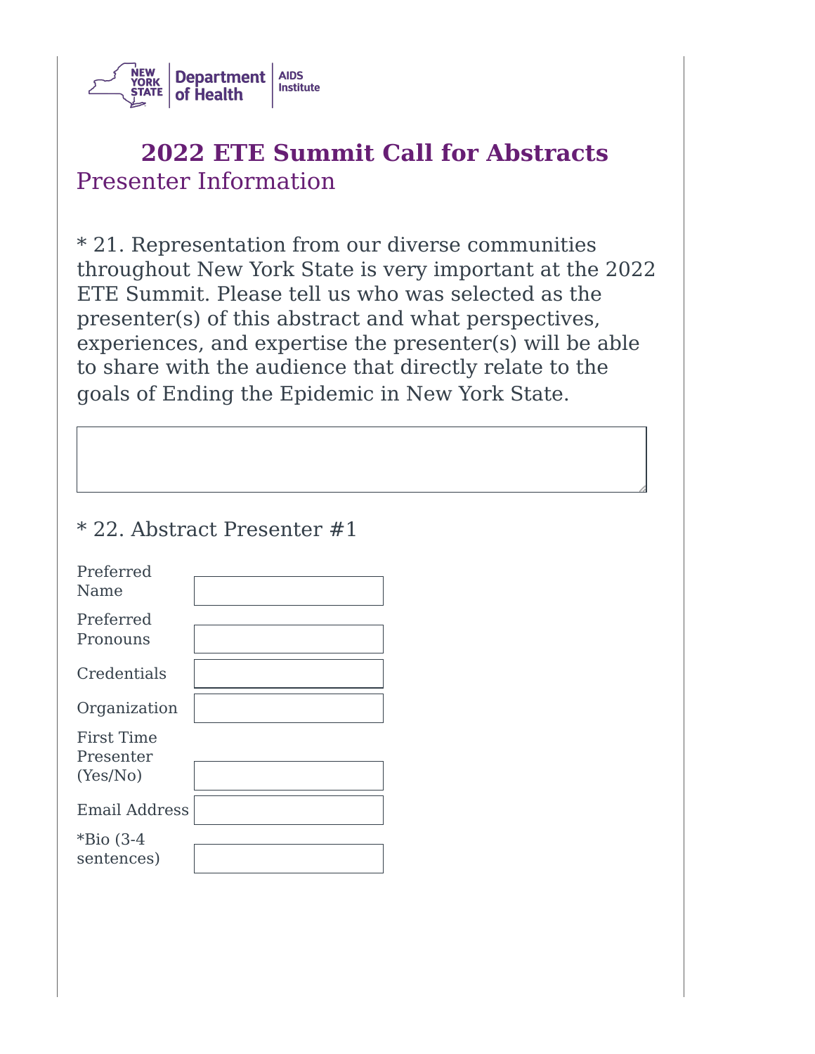NEW YORK STATE | Department of Health | AIDS Institute

# 2022 ETE Summit Call for Abstracts

## Presenter Information

\* 21. Representation from our diverse communities throughout New York State is very important at the 2022 ETE Summit. Please tell us who was selected as the presenter(s) of this abstract and what perspectives, experiences, and expertise the presenter(s) will be able to share with the audience that directly relate to the goals of Ending the Epidemic in New York State.

\* 22. Abstract Presenter #1

Preferred Name

Preferred Pronouns

Credentials

Organization

First Time Presenter (Yes/No)

Email Address

\*Bio (3-4 sentences)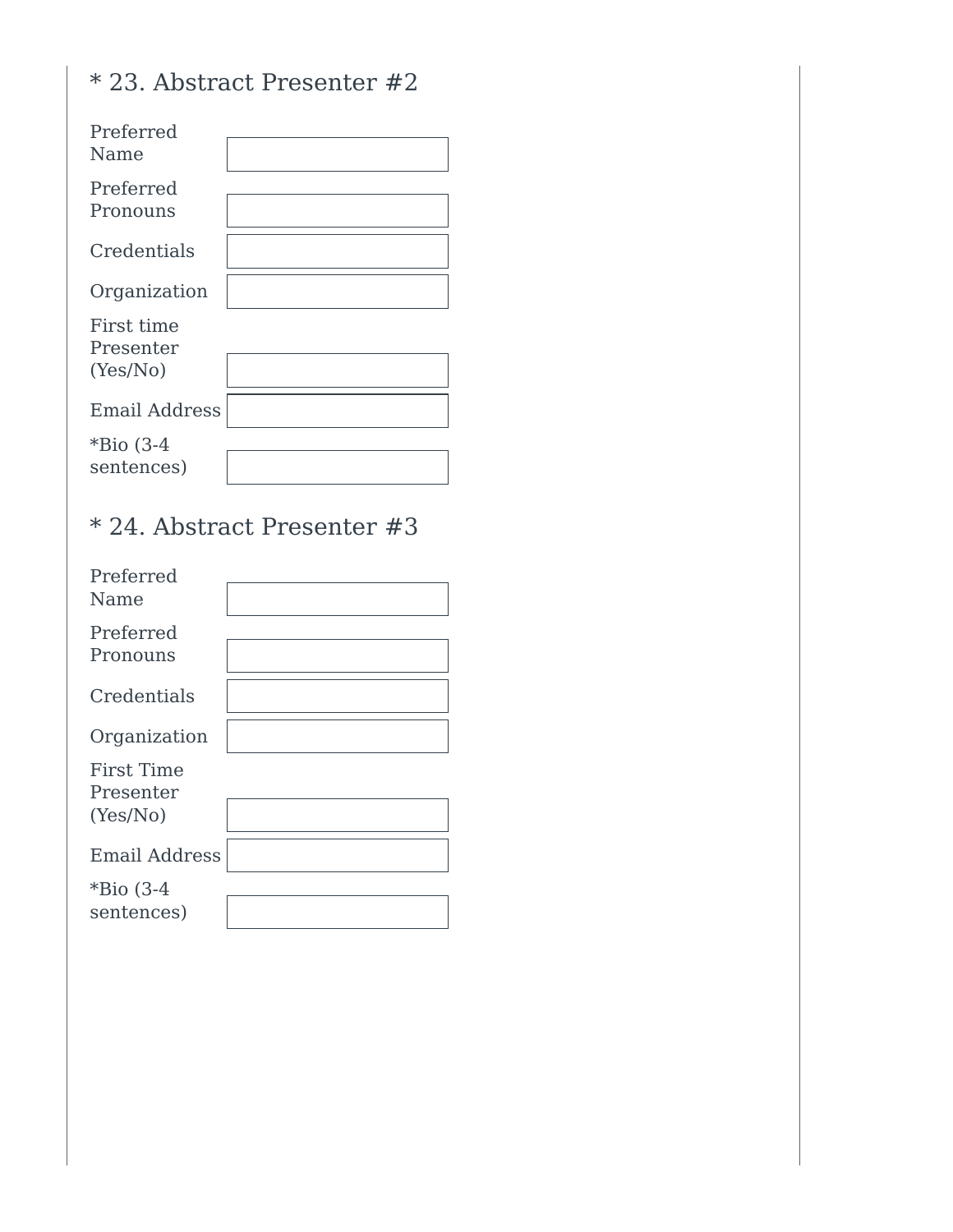## * 23. Abstract Presenter #2

| | |
|---|---|
| Preferred Name | |
| Preferred Pronouns | |
| Credentials | |
| Organization | |
| First time Presenter (Yes/No) | |
| Email Address | |
| *Bio (3-4 sentences) | |

## * 24. Abstract Presenter #3

| | |
|---|---|
| Preferred Name | |
| Preferred Pronouns | |
| Credentials | |
| Organization | |
| First Time Presenter (Yes/No) | |
| Email Address | |
| *Bio (3-4 sentences) | |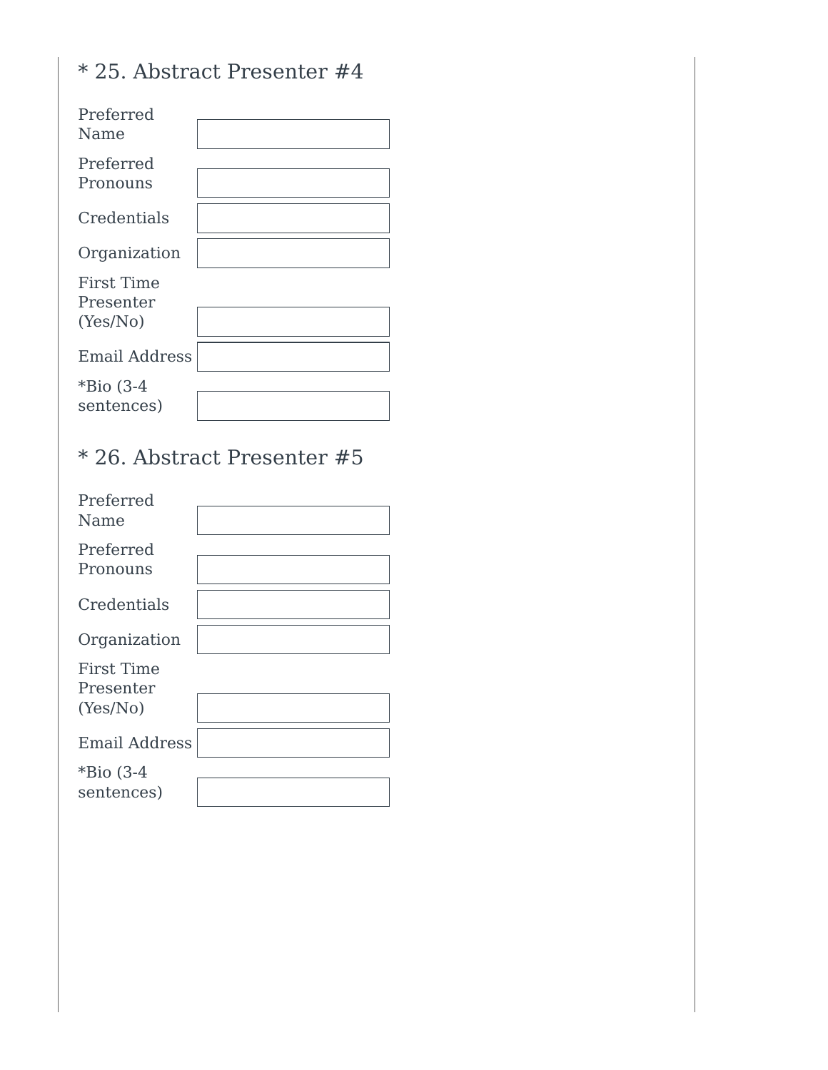## * 25. Abstract Presenter #4

| | |
|---|---|
| Preferred Name | |
| Preferred Pronouns | |
| Credentials | |
| Organization | |
| First Time Presenter (Yes/No) | |
| Email Address | |
| *Bio (3-4 sentences) | |

## * 26. Abstract Presenter #5

| | |
|---|---|
| Preferred Name | |
| Preferred Pronouns | |
| Credentials | |
| Organization | |
| First Time Presenter (Yes/No) | |
| Email Address | |
| *Bio (3-4 sentences) | |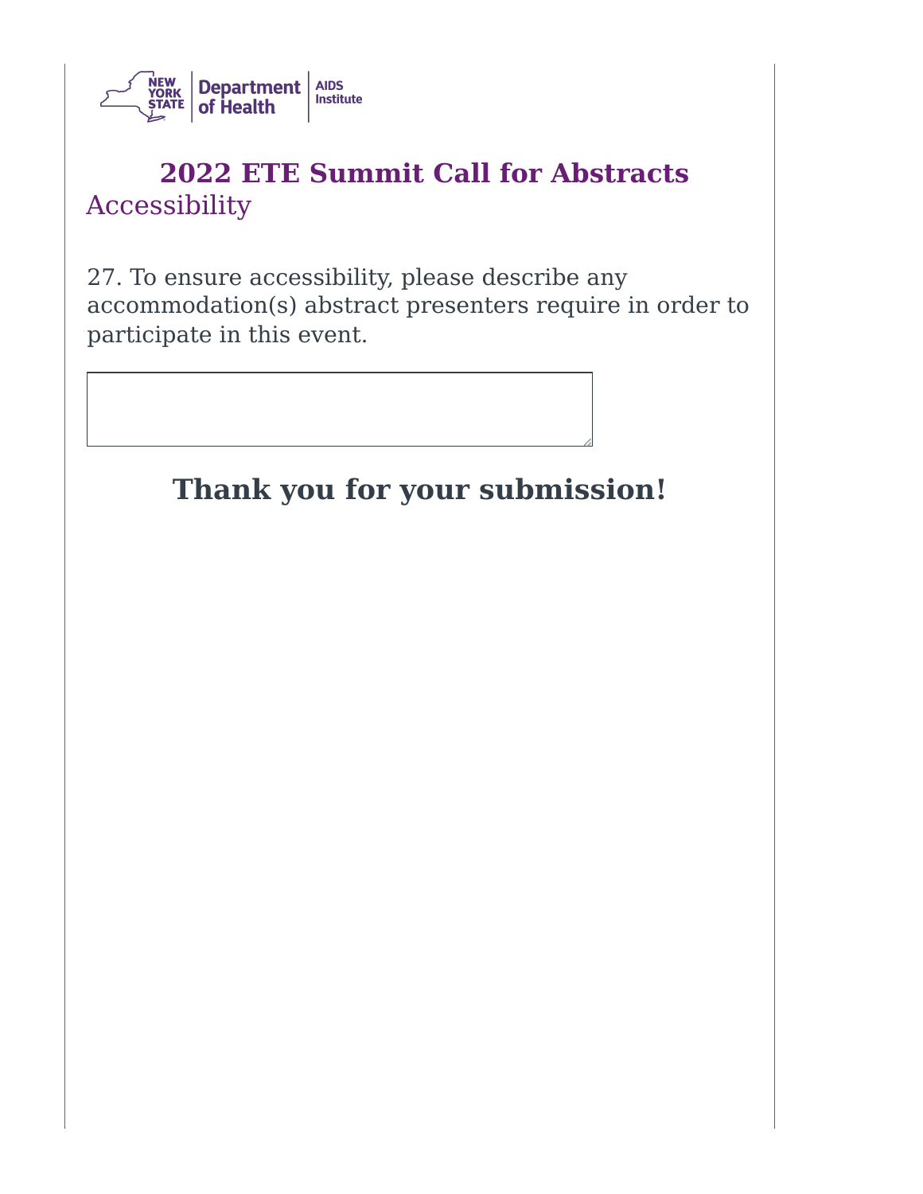NEW YORK STATE | Department of Health | AIDS Institute

# 2022 ETE Summit Call for Abstracts

## Accessibility

27. To ensure accessibility, please describe any accommodation(s) abstract presenters require in order to participate in this event.

## Thank you for your submission!